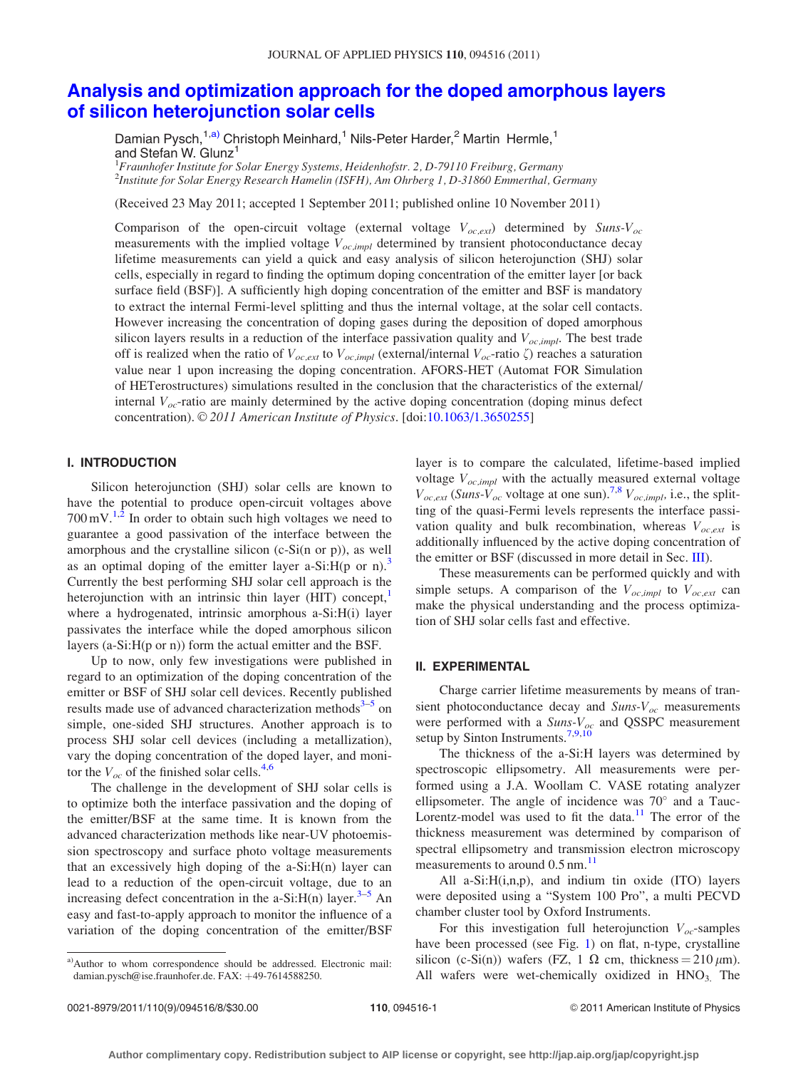# Analysis and optimization approach for the doped amorphous layers of silicon heterojunction solar cells

Damian Pysch,[1,a)] Christoph Meinhard,[1] Nils-Peter Harder,[2] Martin Hermle,[1] and Stefan W. Glunz[1]

[1]*Fraunhofer Institute for Solar Energy Systems, Heidenhofstr. 2, D-79110 Freiburg, Germany*
[2]*Institute for Solar Energy Research Hamelin (ISFH), Am Ohrberg 1, D-31860 Emmerthal, Germany*

(Received 23 May 2011; accepted 1 September 2011; published online 10 November 2011)

Comparison of the open-circuit voltage (external voltage $V_{oc,ext}$) determined by *Suns-*$V_{oc}$ measurements with the implied voltage $V_{oc,impl}$ determined by transient photoconductance decay lifetime measurements can yield a quick and easy analysis of silicon heterojunction (SHJ) solar cells, especially in regard to finding the optimum doping concentration of the emitter layer [or back surface field (BSF)]. A sufficiently high doping concentration of the emitter and BSF is mandatory to extract the internal Fermi-level splitting and thus the internal voltage, at the solar cell contacts. However increasing the concentration of doping gases during the deposition of doped amorphous silicon layers results in a reduction of the interface passivation quality and $V_{oc,impl}$. The best trade off is realized when the ratio of $V_{oc,ext}$ to $V_{oc,impl}$ (external/internal $V_{oc}$-ratio $\zeta$) reaches a saturation value near 1 upon increasing the doping concentration. AFORS-HET (Automat FOR Simulation of HETerostructures) simulations resulted in the conclusion that the characteristics of the external/internal $V_{oc}$-ratio are mainly determined by the active doping concentration (doping minus defect concentration). © *2011 American Institute of Physics*. [doi:10.1063/1.3650255]

## I. INTRODUCTION

Silicon heterojunction (SHJ) solar cells are known to have the potential to produce open-circuit voltages above 700 mV.[1,2] In order to obtain such high voltages we need to guarantee a good passivation of the interface between the amorphous and the crystalline silicon (c-Si(n or p)), as well as an optimal doping of the emitter layer a-Si:H(p or n).[3] Currently the best performing SHJ solar cell approach is the heterojunction with an intrinsic thin layer (HIT) concept,[1] where a hydrogenated, intrinsic amorphous a-Si:H(i) layer passivates the interface while the doped amorphous silicon layers (a-Si:H(p or n)) form the actual emitter and the BSF.

Up to now, only few investigations were published in regard to an optimization of the doping concentration of the emitter or BSF of SHJ solar cell devices. Recently published results made use of advanced characterization methods[3–5] on simple, one-sided SHJ structures. Another approach is to process SHJ solar cell devices (including a metallization), vary the doping concentration of the doped layer, and monitor the $V_{oc}$ of the finished solar cells.[4,6]

The challenge in the development of SHJ solar cells is to optimize both the interface passivation and the doping of the emitter/BSF at the same time. It is known from the advanced characterization methods like near-UV photoemission spectroscopy and surface photo voltage measurements that an excessively high doping of the a-Si:H(n) layer can lead to a reduction of the open-circuit voltage, due to an increasing defect concentration in the a-Si:H(n) layer.[3–5] An easy and fast-to-apply approach to monitor the influence of a variation of the doping concentration of the emitter/BSF layer is to compare the calculated, lifetime-based implied voltage $V_{oc,impl}$ with the actually measured external voltage $V_{oc,ext}$ (*Suns-*$V_{oc}$ voltage at one sun).[7,8] $V_{oc,impl}$, i.e., the splitting of the quasi-Fermi levels represents the interface passivation quality and bulk recombination, whereas $V_{oc,ext}$ is additionally influenced by the active doping concentration of the emitter or BSF (discussed in more detail in Sec. III).

These measurements can be performed quickly and with simple setups. A comparison of the $V_{oc,impl}$ to $V_{oc,ext}$ can make the physical understanding and the process optimization of SHJ solar cells fast and effective.

## II. EXPERIMENTAL

Charge carrier lifetime measurements by means of transient photoconductance decay and *Suns-*$V_{oc}$ measurements were performed with a *Suns-*$V_{oc}$ and QSSPC measurement setup by Sinton Instruments.[7,9,10]

The thickness of the a-Si:H layers was determined by spectroscopic ellipsometry. All measurements were performed using a J.A. Woollam C. VASE rotating analyzer ellipsometer. The angle of incidence was 70° and a Tauc-Lorentz-model was used to fit the data.[11] The error of the thickness measurement was determined by comparison of spectral ellipsometry and transmission electron microscopy measurements to around 0.5 nm.[11]

All a-Si:H(i,n,p), and indium tin oxide (ITO) layers were deposited using a "System 100 Pro", a multi PECVD chamber cluster tool by Oxford Instruments.

For this investigation full heterojunction $V_{oc}$-samples have been processed (see Fig. 1) on flat, n-type, crystalline silicon (c-Si(n)) wafers (FZ, 1 Ω cm, thickness = 210 μm). All wafers were wet-chemically oxidized in $HNO_3$. The

---

[a)]Author to whom correspondence should be addressed. Electronic mail: damian.pysch@ise.fraunhofer.de. FAX: +49-7614588250.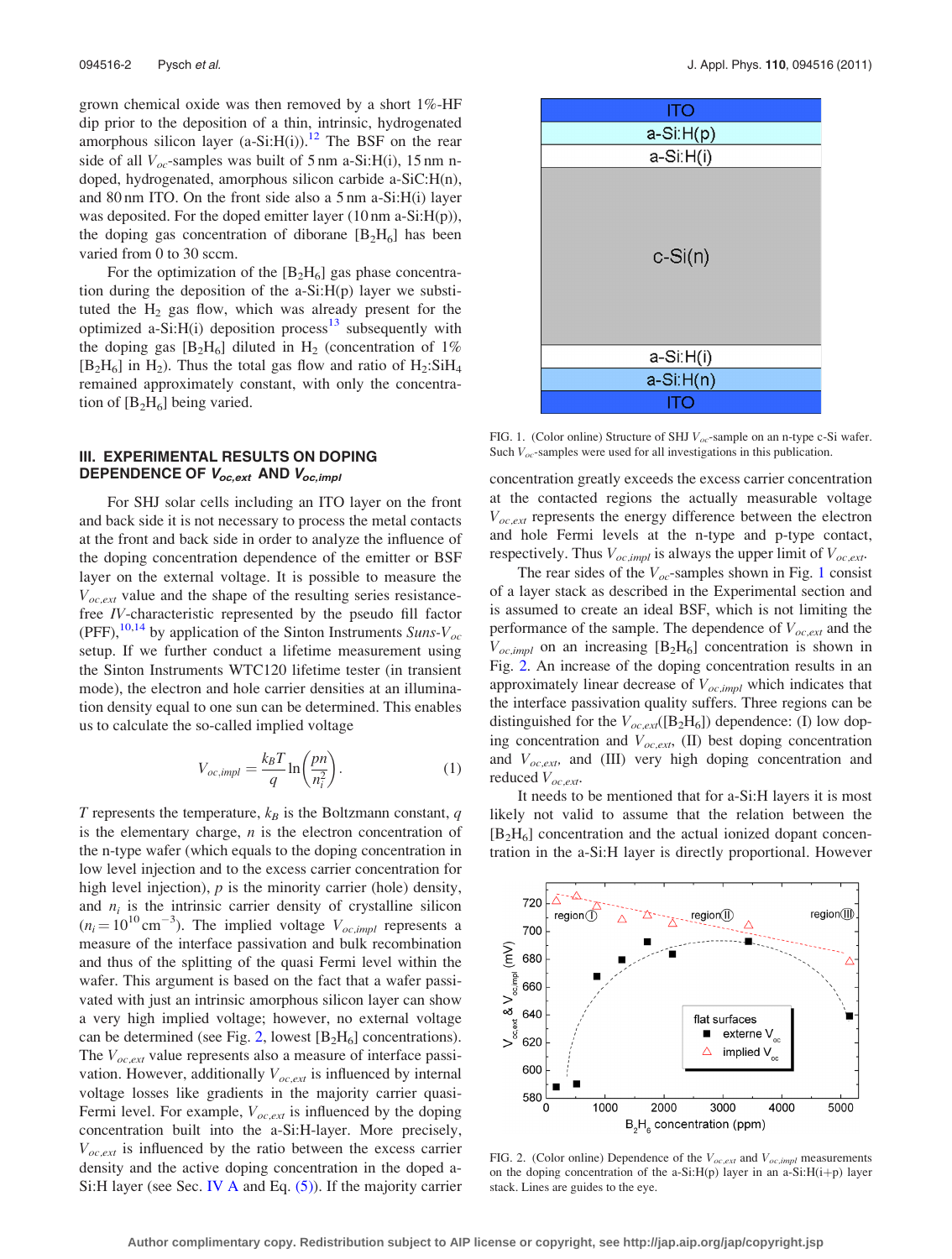grown chemical oxide was then removed by a short 1%-HF dip prior to the deposition of a thin, intrinsic, hydrogenated amorphous silicon layer (a-Si:H(i)).[12] The BSF on the rear side of all $V_{oc}$-samples was built of 5 nm a-Si:H(i), 15 nm n-doped, hydrogenated, amorphous silicon carbide a-SiC:H(n), and 80 nm ITO. On the front side also a 5 nm a-Si:H(i) layer was deposited. For the doped emitter layer (10 nm a-Si:H(p)), the doping gas concentration of diborane [$B_2H_6$] has been varied from 0 to 30 sccm.

For the optimization of the [$B_2H_6$] gas phase concentration during the deposition of the a-Si:H(p) layer we substituted the $H_2$ gas flow, which was already present for the optimized a-Si:H(i) deposition process[13] subsequently with the doping gas [$B_2H_6$] diluted in $H_2$ (concentration of 1% [$B_2H_6$] in $H_2$). Thus the total gas flow and ratio of $H_2$:$SiH_4$ remained approximately constant, with only the concentration of [$B_2H_6$] being varied.

## III. EXPERIMENTAL RESULTS ON DOPING DEPENDENCE OF $V_{oc,ext}$ AND $V_{oc,impl}$

For SHJ solar cells including an ITO layer on the front and back side it is not necessary to process the metal contacts at the front and back side in order to analyze the influence of the doping concentration dependence of the emitter or BSF layer on the external voltage. It is possible to measure the $V_{oc,ext}$ value and the shape of the resulting series resistance-free *IV*-characteristic represented by the pseudo fill factor (PFF),[10,14] by application of the Sinton Instruments *Suns-$V_{oc}$* setup. If we further conduct a lifetime measurement using the Sinton Instruments WTC120 lifetime tester (in transient mode), the electron and hole carrier densities at an illumination density equal to one sun can be determined. This enables us to calculate the so-called implied voltage

$$V_{oc,impl} = \frac{k_B T}{q} \ln\left(\frac{pn}{n_i^2}\right). \tag{1}$$

$T$ represents the temperature, $k_B$ is the Boltzmann constant, $q$ is the elementary charge, $n$ is the electron concentration of the n-type wafer (which equals to the doping concentration in low level injection and to the excess carrier concentration for high level injection), $p$ is the minority carrier (hole) density, and $n_i$ is the intrinsic carrier density of crystalline silicon ($n_i = 10^{10}\,\text{cm}^{-3}$). The implied voltage $V_{oc,impl}$ represents a measure of the interface passivation and bulk recombination and thus of the splitting of the quasi Fermi level within the wafer. This argument is based on the fact that a wafer passivated with just an intrinsic amorphous silicon layer can show a very high implied voltage; however, no external voltage can be determined (see Fig. 2, lowest [$B_2H_6$] concentrations). The $V_{oc,ext}$ value represents also a measure of interface passivation. However, additionally $V_{oc,ext}$ is influenced by internal voltage losses like gradients in the majority carrier quasi-Fermi level. For example, $V_{oc,ext}$ is influenced by the doping concentration built into the a-Si:H-layer. More precisely, $V_{oc,ext}$ is influenced by the ratio between the excess carrier density and the active doping concentration in the doped a-Si:H layer (see Sec. IV A and Eq. (5)). If the majority carrier concentration greatly exceeds the excess carrier concentration at the contacted regions the actually measurable voltage $V_{oc,ext}$ represents the energy difference between the electron and hole Fermi levels at the n-type and p-type contact, respectively. Thus $V_{oc,impl}$ is always the upper limit of $V_{oc,ext}$.

FIG. 1. (Color online) Structure of SHJ $V_{oc}$-sample on an n-type c-Si wafer. Such $V_{oc}$-samples were used for all investigations in this publication.

The rear sides of the $V_{oc}$-samples shown in Fig. 1 consist of a layer stack as described in the Experimental section and is assumed to create an ideal BSF, which is not limiting the performance of the sample. The dependence of $V_{oc,ext}$ and the $V_{oc,impl}$ on an increasing [$B_2H_6$] concentration is shown in Fig. 2. An increase of the doping concentration results in an approximately linear decrease of $V_{oc,impl}$ which indicates that the interface passivation quality suffers. Three regions can be distinguished for the $V_{oc,ext}$([$B_2H_6$]) dependence: (I) low doping concentration and $V_{oc,ext}$, (II) best doping concentration and $V_{oc,ext}$, and (III) very high doping concentration and reduced $V_{oc,ext}$.

It needs to be mentioned that for a-Si:H layers it is most likely not valid to assume that the relation between the [$B_2H_6$] concentration and the actual ionized dopant concentration in the a-Si:H layer is directly proportional. However

FIG. 2. (Color online) Dependence of the $V_{oc,ext}$ and $V_{oc,impl}$ measurements on the doping concentration of the a-Si:H(p) layer in an a-Si:H(i+p) layer stack. Lines are guides to the eye.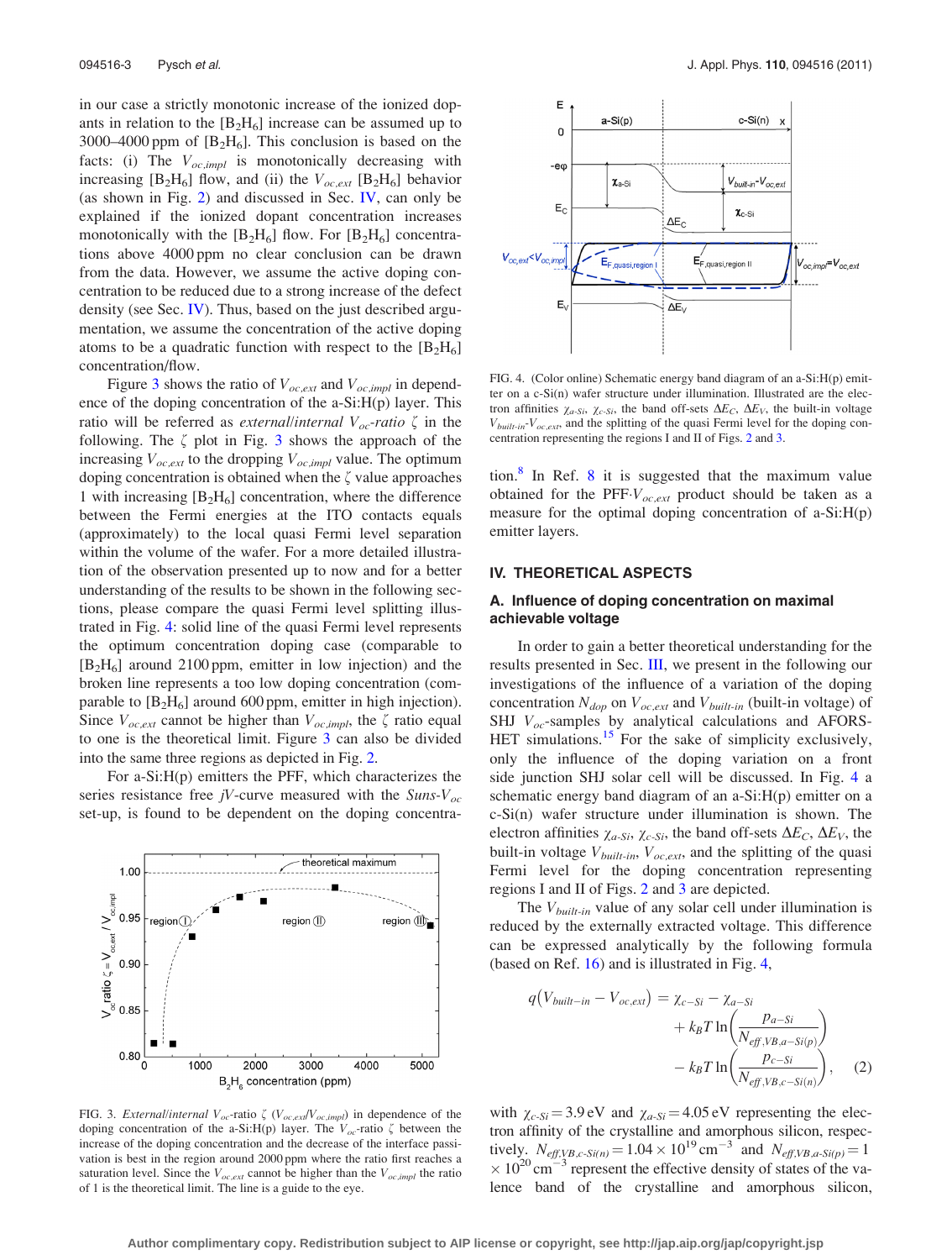in our case a strictly monotonic increase of the ionized dopants in relation to the [$B_2H_6$] increase can be assumed up to 3000–4000 ppm of [$B_2H_6$]. This conclusion is based on the facts: (i) The $V_{oc,impl}$ is monotonically decreasing with increasing [$B_2H_6$] flow, and (ii) the $V_{oc,ext}$ [$B_2H_6$] behavior (as shown in Fig. 2) and discussed in Sec. IV, can only be explained if the ionized dopant concentration increases monotonically with the [$B_2H_6$] flow. For [$B_2H_6$] concentrations above 4000 ppm no clear conclusion can be drawn from the data. However, we assume the active doping concentration to be reduced due to a strong increase of the defect density (see Sec. IV). Thus, based on the just described argumentation, we assume the concentration of the active doping atoms to be a quadratic function with respect to the [$B_2H_6$] concentration/flow.

Figure 3 shows the ratio of $V_{oc,ext}$ and $V_{oc,impl}$ in dependence of the doping concentration of the a-Si:H(p) layer. This ratio will be referred as *external/internal $V_{oc}$-ratio* $\zeta$ in the following. The $\zeta$ plot in Fig. 3 shows the approach of the increasing $V_{oc,ext}$ to the dropping $V_{oc,impl}$ value. The optimum doping concentration is obtained when the $\zeta$ value approaches 1 with increasing [$B_2H_6$] concentration, where the difference between the Fermi energies at the ITO contacts equals (approximately) to the local quasi Fermi level separation within the volume of the wafer. For a more detailed illustration of the observation presented up to now and for a better understanding of the results to be shown in the following sections, please compare the quasi Fermi level splitting illustrated in Fig. 4: solid line of the quasi Fermi level represents the optimum concentration doping case (comparable to [$B_2H_6$] around 2100 ppm, emitter in low injection) and the broken line represents a too low doping concentration (comparable to [$B_2H_6$] around 600 ppm, emitter in high injection). Since $V_{oc,ext}$ cannot be higher than $V_{oc,impl}$, the $\zeta$ ratio equal to one is the theoretical limit. Figure 3 can also be divided into the same three regions as depicted in Fig. 2.

For a-Si:H(p) emitters the PFF, which characterizes the series resistance free *jV*-curve measured with the *Suns-$V_{oc}$* set-up, is found to be dependent on the doping concentration.[8] In Ref. 8 it is suggested that the maximum value obtained for the PFF·$V_{oc,ext}$ product should be taken as a measure for the optimal doping concentration of a-Si:H(p) emitter layers.

FIG. 3. *External/internal $V_{oc}$*-ratio $\zeta$ ($V_{oc,ext}/V_{oc,impl}$) in dependence of the doping concentration of the a-Si:H(p) layer. The $V_{oc}$-ratio $\zeta$ between the increase of the doping concentration and the decrease of the interface passivation is best in the region around 2000 ppm where the ratio first reaches a saturation level. Since the $V_{oc,ext}$ cannot be higher than the $V_{oc,impl}$ the ratio of 1 is the theoretical limit. The line is a guide to the eye.

FIG. 4. (Color online) Schematic energy band diagram of an a-Si:H(p) emitter on a c-Si(n) wafer structure under illumination. Illustrated are the electron affinities $\chi_{a\text{-}Si}$, $\chi_{c\text{-}Si}$, the band off-sets $\Delta E_C$, $\Delta E_V$, the built-in voltage $V_{built\text{-}in}$-$V_{oc,ext}$, and the splitting of the quasi Fermi level for the doping concentration representing the regions I and II of Figs. 2 and 3.

## IV. THEORETICAL ASPECTS

### A. Influence of doping concentration on maximal achievable voltage

In order to gain a better theoretical understanding for the results presented in Sec. III, we present in the following our investigations of the influence of a variation of the doping concentration $N_{dop}$ on $V_{oc,ext}$ and $V_{built\text{-}in}$ (built-in voltage) of SHJ $V_{oc}$-samples by analytical calculations and AFORS-HET simulations.[15] For the sake of simplicity exclusively, only the influence of the doping variation on a front side junction SHJ solar cell will be discussed. In Fig. 4 a schematic energy band diagram of an a-Si:H(p) emitter on a c-Si(n) wafer structure under illumination is shown. The electron affinities $\chi_{a\text{-}Si}$, $\chi_{c\text{-}Si}$, the band off-sets $\Delta E_C$, $\Delta E_V$, the built-in voltage $V_{built\text{-}in}$, $V_{oc,ext}$, and the splitting of the quasi Fermi level for the doping concentration representing regions I and II of Figs. 2 and 3 are depicted.

The $V_{built\text{-}in}$ value of any solar cell under illumination is reduced by the externally extracted voltage. This difference can be expressed analytically by the following formula (based on Ref. 16) and is illustrated in Fig. 4,

$$q\left(V_{built-in} - V_{oc,ext}\right) = \chi_{c-Si} - \chi_{a-Si} + k_B T \ln\left(\frac{p_{a-Si}}{N_{eff,VB,a-Si(p)}}\right) - k_B T \ln\left(\frac{p_{c-Si}}{N_{eff,VB,c-Si(n)}}\right), \quad (2)$$

with $\chi_{c\text{-}Si} = 3.9\,\text{eV}$ and $\chi_{a\text{-}Si} = 4.05\,\text{eV}$ representing the electron affinity of the crystalline and amorphous silicon, respectively. $N_{eff,VB,c\text{-}Si(n)} = 1.04 \times 10^{19}\,\text{cm}^{-3}$ and $N_{eff,VB,a\text{-}Si(p)} = 1 \times 10^{20}\,\text{cm}^{-3}$ represent the effective density of states of the valence band of the crystalline and amorphous silicon,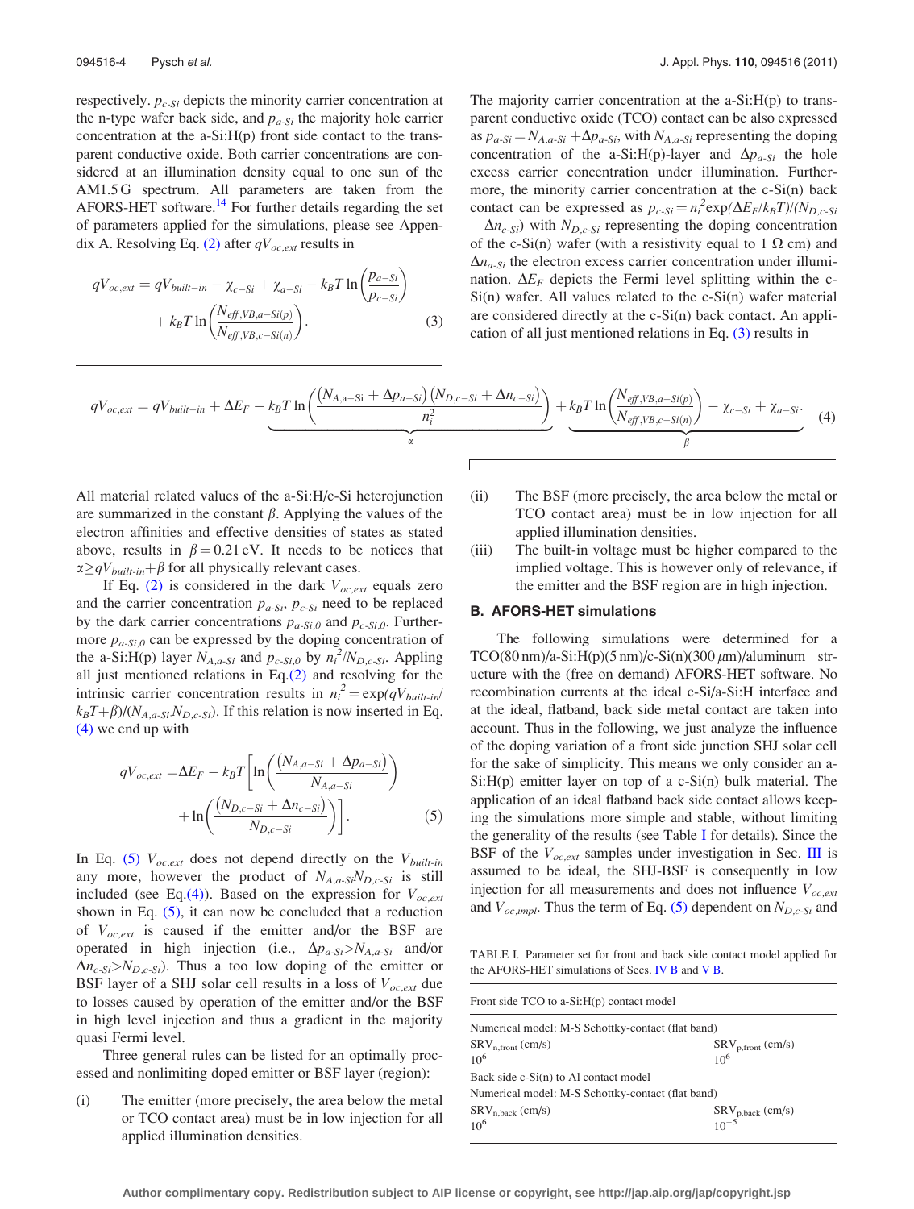respectively. $p_{c\text{-}Si}$ depicts the minority carrier concentration at the n-type wafer back side, and $p_{a\text{-}Si}$ the majority hole carrier concentration at the a-Si:H(p) front side contact to the transparent conductive oxide. Both carrier concentrations are considered at an illumination density equal to one sun of the AM1.5 G spectrum. All parameters are taken from the AFORS-HET software.[14] For further details regarding the set of parameters applied for the simulations, please see Appendix A. Resolving Eq. (2) after $qV_{oc,ext}$ results in

$$qV_{oc,ext} = qV_{built-in} - \chi_{c-Si} + \chi_{a-Si} - k_B T \ln\left(\frac{p_{a-Si}}{p_{c-Si}}\right) + k_B T \ln\left(\frac{N_{eff,VB,a-Si(p)}}{N_{eff,VB,c-Si(n)}}\right). \quad (3)$$

The majority carrier concentration at the a-Si:H(p) to transparent conductive oxide (TCO) contact can be also expressed as $p_{a\text{-}Si} = N_{A,a\text{-}Si} + \Delta p_{a\text{-}Si}$, with $N_{A,a\text{-}Si}$ representing the doping concentration of the a-Si:H(p)-layer and $\Delta p_{a\text{-}Si}$ the hole excess carrier concentration under illumination. Furthermore, the minority carrier concentration at the c-Si(n) back contact can be expressed as $p_{c\text{-}Si} = n_i^2 \exp(\Delta E_F/k_B T)/(N_{D,c\text{-}Si} + \Delta n_{c\text{-}Si})$ with $N_{D,c\text{-}Si}$ representing the doping concentration of the c-Si(n) wafer (with a resistivity equal to 1 Ω cm) and $\Delta n_{a\text{-}Si}$ the electron excess carrier concentration under illumination. $\Delta E_F$ depicts the Fermi level splitting within the c-Si(n) wafer. All values related to the c-Si(n) wafer material are considered directly at the c-Si(n) back contact. An application of all just mentioned relations in Eq. (3) results in

$$qV_{oc,ext} = qV_{built-in} + \Delta E_F \underbrace{- k_B T \ln\left(\frac{(N_{A,a\text{-}Si} + \Delta p_{a-Si})(N_{D,c-Si} + \Delta n_{c-Si})}{n_i^2}\right)}_{\alpha} + \underbrace{k_B T \ln\left(\frac{N_{eff,VB,a-Si(p)}}{N_{eff,VB,c-Si(n)}}\right) - \chi_{c-Si} + \chi_{a-Si}}_{\beta}. \quad (4)$$

All material related values of the a-Si:H/c-Si heterojunction are summarized in the constant $\beta$. Applying the values of the electron affinities and effective densities of states as stated above, results in $\beta = 0.21$ eV. It needs to be notices that $\alpha \geq qV_{built-in} + \beta$ for all physically relevant cases.

If Eq. (2) is considered in the dark $V_{oc,ext}$ equals zero and the carrier concentration $p_{a\text{-}Si}$, $p_{c\text{-}Si}$ need to be replaced by the dark carrier concentrations $p_{a\text{-}Si,0}$ and $p_{c\text{-}Si,0}$. Furthermore $p_{a\text{-}Si,0}$ can be expressed by the doping concentration of the a-Si:H(p) layer $N_{A,a\text{-}Si}$ and $p_{c\text{-}Si,0}$ by $n_i^2/N_{D,c\text{-}Si}$. Appling all just mentioned relations in Eq.(2) and resolving for the intrinsic carrier concentration results in $n_i^2 = \exp(qV_{built\text{-}in}/k_B T + \beta)/(N_{A,a\text{-}Si} N_{D,c\text{-}Si})$. If this relation is now inserted in Eq. (4) we end up with

$$qV_{oc,ext} = \Delta E_F - k_B T\left[\ln\left(\frac{(N_{A,a-Si} + \Delta p_{a-Si})}{N_{A,a-Si}}\right) + \ln\left(\frac{(N_{D,c-Si} + \Delta n_{c-Si})}{N_{D,c-Si}}\right)\right]. \quad (5)$$

In Eq. (5) $V_{oc,ext}$ does not depend directly on the $V_{built\text{-}in}$ any more, however the product of $N_{A,a\text{-}Si} N_{D,c\text{-}Si}$ is still included (see Eq.(4)). Based on the expression for $V_{oc,ext}$ shown in Eq. (5), it can now be concluded that a reduction of $V_{oc,ext}$ is caused if the emitter and/or the BSF are operated in high injection (i.e., $\Delta p_{a\text{-}Si} > N_{A,a\text{-}Si}$ and/or $\Delta n_{c\text{-}Si} > N_{D,c\text{-}Si}$). Thus a too low doping of the emitter or BSF layer of a SHJ solar cell results in a loss of $V_{oc,ext}$ due to losses caused by operation of the emitter and/or the BSF in high level injection and thus a gradient in the majority quasi Fermi level.

Three general rules can be listed for an optimally processed and nonlimiting doped emitter or BSF layer (region):

(i) The emitter (more precisely, the area below the metal or TCO contact area) must be in low injection for all applied illumination densities.

(ii) The BSF (more precisely, the area below the metal or TCO contact area) must be in low injection for all applied illumination densities.

(iii) The built-in voltage must be higher compared to the implied voltage. This is however only of relevance, if the emitter and the BSF region are in high injection.

### B. AFORS-HET simulations

The following simulations were determined for a TCO(80 nm)/a-Si:H(p)(5 nm)/c-Si(n)(300 μm)/aluminum structure with the (free on demand) AFORS-HET software. No recombination currents at the ideal c-Si/a-Si:H interface and at the ideal, flatband, back side metal contact are taken into account. Thus in the following, we just analyze the influence of the doping variation of a front side junction SHJ solar cell for the sake of simplicity. This means we only consider an a-Si:H(p) emitter layer on top of a c-Si(n) bulk material. The application of an ideal flatband back side contact allows keeping the simulations more simple and stable, without limiting the generality of the results (see Table I for details). Since the BSF of the $V_{oc,ext}$ samples under investigation in Sec. III is assumed to be ideal, the SHJ-BSF is consequently in low injection for all measurements and does not influence $V_{oc,ext}$ and $V_{oc,impl}$. Thus the term of Eq. (5) dependent on $N_{D,c\text{-}Si}$ and

TABLE I. Parameter set for front and back side contact model applied for the AFORS-HET simulations of Secs. IV B and V B.

| Front side TCO to a-Si:H(p) contact model | |
|---|---|
| Numerical model: M-S Schottky-contact (flat band) | |
| $SRV_{n,front}$ (cm/s) | $SRV_{p,front}$ (cm/s) |
| $10^6$ | $10^6$ |
| Back side c-Si(n) to Al contact model | |
| Numerical model: M-S Schottky-contact (flat band) | |
| $SRV_{n,back}$ (cm/s) | $SRV_{p,back}$ (cm/s) |
| $10^6$ | $10^{-5}$ |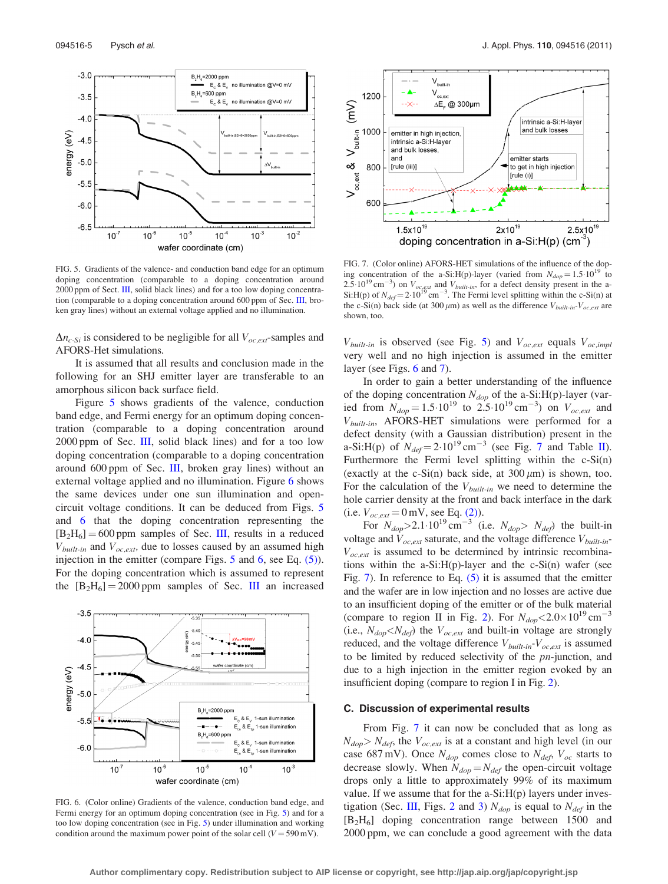FIG. 5. Gradients of the valence- and conduction band edge for an optimum doping concentration (comparable to a doping concentration around 2000 ppm of Sec. III, solid black lines) and for a too low doping concentration (comparable to a doping concentration around 600 ppm of Sec. III, broken gray lines) without an external voltage applied and no illumination.

$\Delta n_{c\text{-}Si}$ is considered to be negligible for all $V_{oc,ext}$-samples and AFORS-Het simulations.

It is assumed that all results and conclusion made in the following for an SHJ emitter layer are transferable to an amorphous silicon back surface field.

Figure 5 shows gradients of the valence, conduction band edge, and Fermi energy for an optimum doping concentration (comparable to a doping concentration around 2000 ppm of Sec. III, solid black lines) and for a too low doping concentration (comparable to a doping concentration around 600 ppm of Sec. III, broken gray lines) without an external voltage applied and no illumination. Figure 6 shows the same devices under one sun illumination and open-circuit voltage conditions. It can be deduced from Figs. 5 and 6 that the doping concentration representing the $[B_2H_6] = 600$ ppm samples of Sec. III, results in a reduced $V_{built\text{-}in}$ and $V_{oc,ext}$, due to losses caused by an assumed high injection in the emitter (compare Figs. 5 and 6, see Eq. (5)). For the doping concentration which is assumed to represent the $[B_2H_6] = 2000$ ppm samples of Sec. III an increased $V_{built\text{-}in}$ is observed (see Fig. 5) and $V_{oc,ext}$ equals $V_{oc,impl}$ very well and no high injection is assumed in the emitter layer (see Figs. 6 and 7).

FIG. 6. (Color online) Gradients of the valence, conduction band edge, and Fermi energy for an optimum doping concentration (see in Fig. 5) and for a too low doping concentration (see in Fig. 5) under illumination and working condition around the maximum power point of the solar cell ($V = 590$ mV).

FIG. 7. (Color online) AFORS-HET simulations of the influence of the doping concentration of the a-Si:H(p)-layer (varied from $N_{dop} = 1.5\cdot10^{19}$ to $2.5\cdot10^{19}$ cm$^{-3}$) on $V_{oc,ext}$ and $V_{built\text{-}in}$, for a defect density present in the a-Si:H(p) of $N_{def} = 2\cdot10^{19}$ cm$^{-3}$. The Fermi level splitting within the c-Si(n) at the c-Si(n) back side (at 300 $\mu$m) as well as the difference $V_{built\text{-}in}$-$V_{oc,ext}$ are shown, too.

In order to gain a better understanding of the influence of the doping concentration $N_{dop}$ of the a-Si:H(p)-layer (varied from $N_{dop} = 1.5\cdot10^{19}$ to $2.5\cdot10^{19}$ cm$^{-3}$) on $V_{oc,ext}$ and $V_{built\text{-}in}$, AFORS-HET simulations were performed for a defect density (with a Gaussian distribution) present in the a-Si:H(p) of $N_{def} = 2\cdot10^{19}$ cm$^{-3}$ (see Fig. 7 and Table II). Furthermore the Fermi level splitting within the c-Si(n) (exactly at the c-Si(n) back side, at 300 $\mu$m) is shown, too. For the calculation of the $V_{built\text{-}in}$ we need to determine the hole carrier density at the front and back interface in the dark (i.e. $V_{oc,ext} = 0$ mV, see Eq. (2)).

For $N_{dop} > 2.1\cdot10^{19}$ cm$^{-3}$ (i.e. $N_{dop} > N_{def}$) the built-in voltage and $V_{oc,ext}$ saturate, and the voltage difference $V_{built\text{-}in}$-$V_{oc,ext}$ is assumed to be determined by intrinsic recombinations within the a-Si:H(p)-layer and the c-Si(n) wafer (see Fig. 7). In reference to Eq. (5) it is assumed that the emitter and the wafer are in low injection and no losses are active due to an insufficient doping of the emitter or of the bulk material (compare to region II in Fig. 2). For $N_{dop} < 2.0\times10^{19}$ cm$^{-3}$ (i.e., $N_{dop} < N_{def}$) the $V_{oc,ext}$ and built-in voltage are strongly reduced, and the voltage difference $V_{built\text{-}in}$-$V_{oc,ext}$ is assumed to be limited by reduced selectivity of the *pn*-junction, and due to a high injection in the emitter region evoked by an insufficient doping (compare to region I in Fig. 2).

### C. Discussion of experimental results

From Fig. 7 it can now be concluded that as long as $N_{dop} > N_{def}$, the $V_{oc,ext}$ is at a constant and high level (in our case 687 mV). Once $N_{dop}$ comes close to $N_{def}$, $V_{oc}$ starts to decrease slowly. When $N_{dop} = N_{def}$ the open-circuit voltage drops only a little to approximately 99% of its maximum value. If we assume that for the a-Si:H(p) layers under investigation (Sec. III, Figs. 2 and 3) $N_{dop}$ is equal to $N_{def}$ in the $[B_2H_6]$ doping concentration range between 1500 and 2000 ppm, we can conclude a good agreement with the data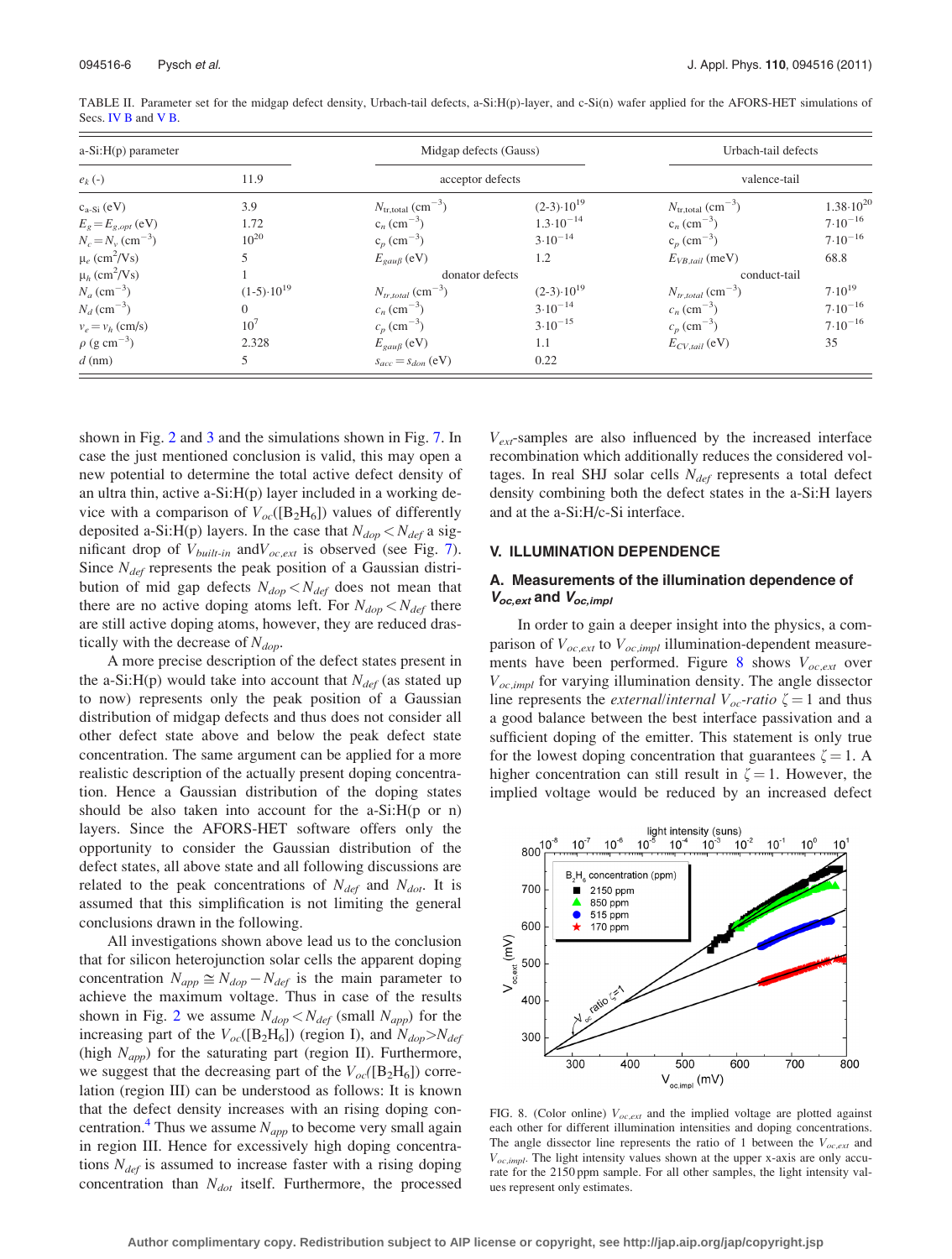TABLE II. Parameter set for the midgap defect density, Urbach-tail defects, a-Si:H(p)-layer, and c-Si(n) wafer applied for the AFORS-HET simulations of Secs. IV B and V B.

| a-Si:H(p) parameter | | Midgap defects (Gauss) | | Urbach-tail defects | |
|---|---|---|---|---|---|
| $e_k$ (-) | 11.9 | acceptor defects | | valence-tail | |
| $c_{a\text{-}Si}$ (eV) | 3.9 | $N_{tr,total}$ (cm$^{-3}$) | (2-3)$\cdot 10^{19}$ | $N_{tr,total}$ (cm$^{-3}$) | $1.38\cdot 10^{20}$ |
| $E_g = E_{g,opt}$ (eV) | 1.72 | $c_n$ (cm$^{-3}$) | $1.3\cdot 10^{-14}$ | $c_n$ (cm$^{-3}$) | $7\cdot 10^{-16}$ |
| $N_c = N_v$ (cm$^{-3}$) | $10^{20}$ | $c_p$ (cm$^{-3}$) | $3\cdot 10^{-14}$ | $c_p$ (cm$^{-3}$) | $7\cdot 10^{-16}$ |
| $\mu_e$ (cm$^2$/Vs) | 5 | $E_{gau\beta}$ (eV) | 1.2 | $E_{VB,tail}$ (meV) | 68.8 |
| $\mu_h$ (cm$^2$/Vs) | 1 | donator defects | | conduct-tail | |
| $N_a$ (cm$^{-3}$) | (1-5)$\cdot 10^{19}$ | $N_{tr,total}$ (cm$^{-3}$) | (2-3)$\cdot 10^{19}$ | $N_{tr,total}$ (cm$^{-3}$) | $7\cdot 10^{19}$ |
| $N_d$ (cm$^{-3}$) | 0 | $c_n$ (cm$^{-3}$) | $3\cdot 10^{-14}$ | $c_n$ (cm$^{-3}$) | $7\cdot 10^{-16}$ |
| $v_e = v_h$ (cm/s) | $10^7$ | $c_p$ (cm$^{-3}$) | $3\cdot 10^{-15}$ | $c_p$ (cm$^{-3}$) | $7\cdot 10^{-16}$ |
| $\rho$ (g cm$^{-3}$) | 2.328 | $E_{gau\beta}$ (eV) | 1.1 | $E_{CV,tail}$ (eV) | 35 |
| $d$ (nm) | 5 | $s_{acc} = s_{don}$ (eV) | 0.22 | | |

shown in Fig. 2 and 3 and the simulations shown in Fig. 7. In case the just mentioned conclusion is valid, this may open a new potential to determine the total active defect density of an ultra thin, active a-Si:H(p) layer included in a working device with a comparison of $V_{oc}([B_2H_6])$ values of differently deposited a-Si:H(p) layers. In the case that $N_{dop} < N_{def}$ a significant drop of $V_{built\text{-}in}$ and $V_{oc,ext}$ is observed (see Fig. 7). Since $N_{def}$ represents the peak position of a Gaussian distribution of mid gap defects $N_{dop} < N_{def}$ does not mean that there are no active doping atoms left. For $N_{dop} < N_{def}$ there are still active doping atoms, however, they are reduced drastically with the decrease of $N_{dop}$.

A more precise description of the defect states present in the a-Si:H(p) would take into account that $N_{def}$ (as stated up to now) represents only the peak position of a Gaussian distribution of midgap defects and thus does not consider all other defect state above and below the peak defect state concentration. The same argument can be applied for a more realistic description of the actually present doping concentration. Hence a Gaussian distribution of the doping states should be also taken into account for the a-Si:H(p or n) layers. Since the AFORS-HET software offers only the opportunity to consider the Gaussian distribution of the defect states, all above state and all following discussions are related to the peak concentrations of $N_{def}$ and $N_{dot}$. It is assumed that this simplification is not limiting the general conclusions drawn in the following.

All investigations shown above lead us to the conclusion that for silicon heterojunction solar cells the apparent doping concentration $N_{app} \cong N_{dop} - N_{def}$ is the main parameter to achieve the maximum voltage. Thus in case of the results shown in Fig. 2 we assume $N_{dop} < N_{def}$ (small $N_{app}$) for the increasing part of the $V_{oc}([B_2H_6])$ (region I), and $N_{dop} > N_{def}$ (high $N_{app}$) for the saturating part (region II). Furthermore, we suggest that the decreasing part of the $V_{oc}([B_2H_6])$ correlation (region III) can be understood as follows: It is known that the defect density increases with an rising doping concentration.[4] Thus we assume $N_{app}$ to become very small again in region III. Hence for excessively high doping concentrations $N_{def}$ is assumed to increase faster with a rising doping concentration than $N_{dot}$ itself. Furthermore, the processed $V_{ext}$-samples are also influenced by the increased interface recombination which additionally reduces the considered voltages. In real SHJ solar cells $N_{def}$ represents a total defect density combining both the defect states in the a-Si:H layers and at the a-Si:H/c-Si interface.

## V. ILLUMINATION DEPENDENCE

### A. Measurements of the illumination dependence of $V_{oc,ext}$ and $V_{oc,impl}$

In order to gain a deeper insight into the physics, a comparison of $V_{oc,ext}$ to $V_{oc,impl}$ illumination-dependent measurements have been performed. Figure 8 shows $V_{oc,ext}$ over $V_{oc,impl}$ for varying illumination density. The angle dissector line represents the *external*/*internal* $V_{oc}$-*ratio* $\zeta = 1$ and thus a good balance between the best interface passivation and a sufficient doping of the emitter. This statement is only true for the lowest doping concentration that guarantees $\zeta = 1$. A higher concentration can still result in $\zeta = 1$. However, the implied voltage would be reduced by an increased defect

FIG. 8. (Color online) $V_{oc,ext}$ and the implied voltage are plotted against each other for different illumination intensities and doping concentrations. The angle dissector line represents the ratio of 1 between the $V_{oc,ext}$ and $V_{oc,impl}$. The light intensity values shown at the upper x-axis are only accurate for the 2150 ppm sample. For all other samples, the light intensity values represent only estimates.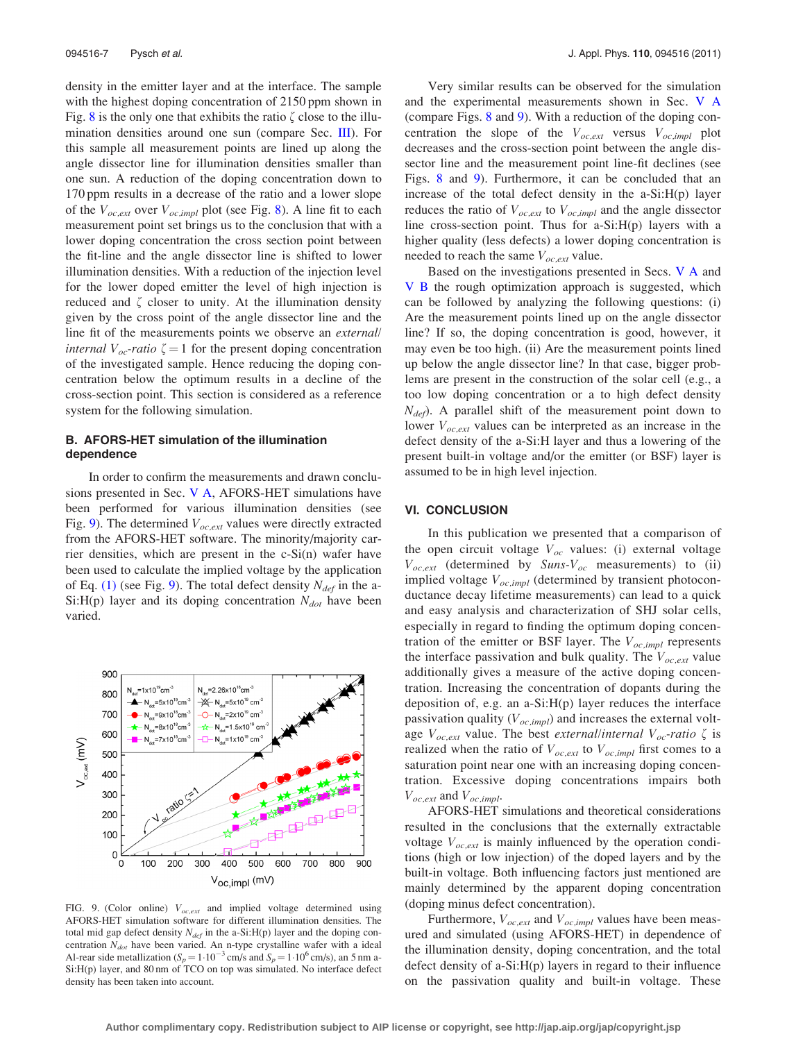density in the emitter layer and at the interface. The sample with the highest doping concentration of 2150 ppm shown in Fig. 8 is the only one that exhibits the ratio $\zeta$ close to the illumination densities around one sun (compare Sec. III). For this sample all measurement points are lined up along the angle dissector line for illumination densities smaller than one sun. A reduction of the doping concentration down to 170 ppm results in a decrease of the ratio and a lower slope of the $V_{oc,ext}$ over $V_{oc,impl}$ plot (see Fig. 8). A line fit to each measurement point set brings us to the conclusion that with a lower doping concentration the cross section point between the fit-line and the angle dissector line is shifted to lower illumination densities. With a reduction of the injection level for the lower doped emitter the level of high injection is reduced and $\zeta$ closer to unity. At the illumination density given by the cross point of the angle dissector line and the line fit of the measurements points we observe an *external/internal* $V_{oc}$*-ratio* $\zeta = 1$ for the present doping concentration of the investigated sample. Hence reducing the doping concentration below the optimum results in a decline of the cross-section point. This section is considered as a reference system for the following simulation.

### B. AFORS-HET simulation of the illumination dependence

In order to confirm the measurements and drawn conclusions presented in Sec. V A, AFORS-HET simulations have been performed for various illumination densities (see Fig. 9). The determined $V_{oc,ext}$ values were directly extracted from the AFORS-HET software. The minority/majority carrier densities, which are present in the c-Si(n) wafer have been used to calculate the implied voltage by the application of Eq. (1) (see Fig. 9). The total defect density $N_{def}$ in the a-Si:H(p) layer and its doping concentration $N_{dot}$ have been varied.

FIG. 9. (Color online) $V_{oc,ext}$ and implied voltage determined using AFORS-HET simulation software for different illumination densities. The total mid gap defect density $N_{def}$ in the a-Si:H(p) layer and the doping concentration $N_{dot}$ have been varied. An n-type crystalline wafer with a ideal Al-rear side metallization ($S_p = 1 \cdot 10^{-3}$ cm/s and $S_p = 1 \cdot 10^{6}$ cm/s), an 5 nm a-Si:H(p) layer, and 80 nm of TCO on top was simulated. No interface defect density has been taken into account.

Very similar results can be observed for the simulation and the experimental measurements shown in Sec. V A (compare Figs. 8 and 9). With a reduction of the doping concentration the slope of the $V_{oc,ext}$ versus $V_{oc,impl}$ plot decreases and the cross-section point between the angle dissector line and the measurement point line-fit declines (see Figs. 8 and 9). Furthermore, it can be concluded that an increase of the total defect density in the a-Si:H(p) layer reduces the ratio of $V_{oc,ext}$ to $V_{oc,impl}$ and the angle dissector line cross-section point. Thus for a-Si:H(p) layers with a higher quality (less defects) a lower doping concentration is needed to reach the same $V_{oc,ext}$ value.

Based on the investigations presented in Secs. V A and V B the rough optimization approach is suggested, which can be followed by analyzing the following questions: (i) Are the measurement points lined up on the angle dissector line? If so, the doping concentration is good, however, it may even be too high. (ii) Are the measurement points lined up below the angle dissector line? In that case, bigger problems are present in the construction of the solar cell (e.g., a too low doping concentration or a to high defect density $N_{def}$). A parallel shift of the measurement point down to lower $V_{oc,ext}$ values can be interpreted as an increase in the defect density of the a-Si:H layer and thus a lowering of the present built-in voltage and/or the emitter (or BSF) layer is assumed to be in high level injection.

## VI. CONCLUSION

In this publication we presented that a comparison of the open circuit voltage $V_{oc}$ values: (i) external voltage $V_{oc,ext}$ (determined by *Suns*-$V_{oc}$ measurements) to (ii) implied voltage $V_{oc,impl}$ (determined by transient photoconductance decay lifetime measurements) can lead to a quick and easy analysis and characterization of SHJ solar cells, especially in regard to finding the optimum doping concentration of the emitter or BSF layer. The $V_{oc,impl}$ represents the interface passivation and bulk quality. The $V_{oc,ext}$ value additionally gives a measure of the active doping concentration. Increasing the concentration of dopants during the deposition of, e.g. an a-Si:H(p) layer reduces the interface passivation quality ($V_{oc,impl}$) and increases the external voltage $V_{oc,ext}$ value. The best *external/internal* $V_{oc}$*-ratio* $\zeta$ is realized when the ratio of $V_{oc,ext}$ to $V_{oc,impl}$ first comes to a saturation point near one with an increasing doping concentration. Excessive doping concentrations impairs both $V_{oc,ext}$ and $V_{oc,impl}$.

AFORS-HET simulations and theoretical considerations resulted in the conclusions that the externally extractable voltage $V_{oc,ext}$ is mainly influenced by the operation conditions (high or low injection) of the doped layers and by the built-in voltage. Both influencing factors just mentioned are mainly determined by the apparent doping concentration (doping minus defect concentration).

Furthermore, $V_{oc,ext}$ and $V_{oc,impl}$ values have been measured and simulated (using AFORS-HET) in dependence of the illumination density, doping concentration, and the total defect density of a-Si:H(p) layers in regard to their influence on the passivation quality and built-in voltage. These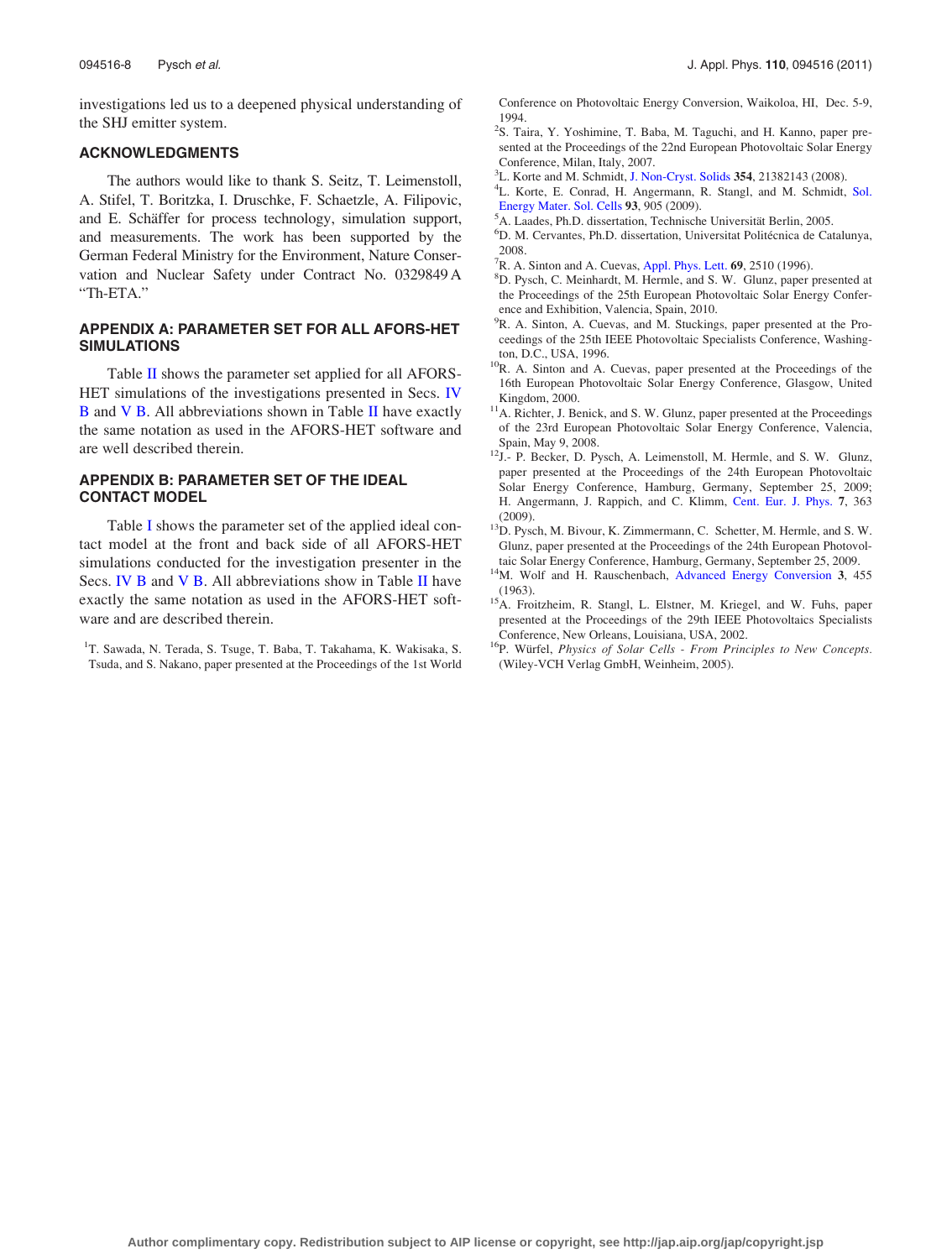investigations led us to a deepened physical understanding of the SHJ emitter system.

## ACKNOWLEDGMENTS

The authors would like to thank S. Seitz, T. Leimenstoll, A. Stifel, T. Boritzka, I. Druschke, F. Schaetzle, A. Filipovic, and E. Schäffer for process technology, simulation support, and measurements. The work has been supported by the German Federal Ministry for the Environment, Nature Conservation and Nuclear Safety under Contract No. 0329849 A "Th-ETA."

## APPENDIX A: PARAMETER SET FOR ALL AFORS-HET SIMULATIONS

Table II shows the parameter set applied for all AFORS-HET simulations of the investigations presented in Secs. IV B and V B. All abbreviations shown in Table II have exactly the same notation as used in the AFORS-HET software and are well described therein.

## APPENDIX B: PARAMETER SET OF THE IDEAL CONTACT MODEL

Table I shows the parameter set of the applied ideal contact model at the front and back side of all AFORS-HET simulations conducted for the investigation presenter in the Secs. IV B and V B. All abbreviations show in Table II have exactly the same notation as used in the AFORS-HET software and are described therein.

[1]T. Sawada, N. Terada, S. Tsuge, T. Baba, T. Takahama, K. Wakisaka, S. Tsuda, and S. Nakano, paper presented at the Proceedings of the 1st World Conference on Photovoltaic Energy Conversion, Waikoloa, HI, Dec. 5-9, 1994.

[2]S. Taira, Y. Yoshimine, T. Baba, M. Taguchi, and H. Kanno, paper presented at the Proceedings of the 22nd European Photovoltaic Solar Energy Conference, Milan, Italy, 2007.

[3]L. Korte and M. Schmidt, J. Non-Cryst. Solids **354**, 21382143 (2008).

[4]L. Korte, E. Conrad, H. Angermann, R. Stangl, and M. Schmidt, Sol. Energy Mater. Sol. Cells **93**, 905 (2009).

[5]A. Laades, Ph.D. dissertation, Technische Universität Berlin, 2005.

[6]D. M. Cervantes, Ph.D. dissertation, Universitat Politécnica de Catalunya, 2008.

[7]R. A. Sinton and A. Cuevas, Appl. Phys. Lett. **69**, 2510 (1996).

[8]D. Pysch, C. Meinhardt, M. Hermle, and S. W. Glunz, paper presented at the Proceedings of the 25th European Photovoltaic Solar Energy Conference and Exhibition, Valencia, Spain, 2010.

[9]R. A. Sinton, A. Cuevas, and M. Stuckings, paper presented at the Proceedings of the 25th IEEE Photovoltaic Specialists Conference, Washington, D.C., USA, 1996.

[10]R. A. Sinton and A. Cuevas, paper presented at the Proceedings of the 16th European Photovoltaic Solar Energy Conference, Glasgow, United Kingdom, 2000.

[11]A. Richter, J. Benick, and S. W. Glunz, paper presented at the Proceedings of the 23rd European Photovoltaic Solar Energy Conference, Valencia, Spain, May 9, 2008.

[12]J.- P. Becker, D. Pysch, A. Leimenstoll, M. Hermle, and S. W. Glunz, paper presented at the Proceedings of the 24th European Photovoltaic Solar Energy Conference, Hamburg, Germany, September 25, 2009; H. Angermann, J. Rappich, and C. Klimm, Cent. Eur. J. Phys. **7**, 363 (2009).

[13]D. Pysch, M. Bivour, K. Zimmermann, C. Schetter, M. Hermle, and S. W. Glunz, paper presented at the Proceedings of the 24th European Photovoltaic Solar Energy Conference, Hamburg, Germany, September 25, 2009.

[14]M. Wolf and H. Rauschenbach, Advanced Energy Conversion **3**, 455 (1963).

[15]A. Froitzheim, R. Stangl, L. Elstner, M. Kriegel, and W. Fuhs, paper presented at the Proceedings of the 29th IEEE Photovoltaics Specialists Conference, New Orleans, Louisiana, USA, 2002.

[16]P. Würfel, *Physics of Solar Cells - From Principles to New Concepts*. (Wiley-VCH Verlag GmbH, Weinheim, 2005).